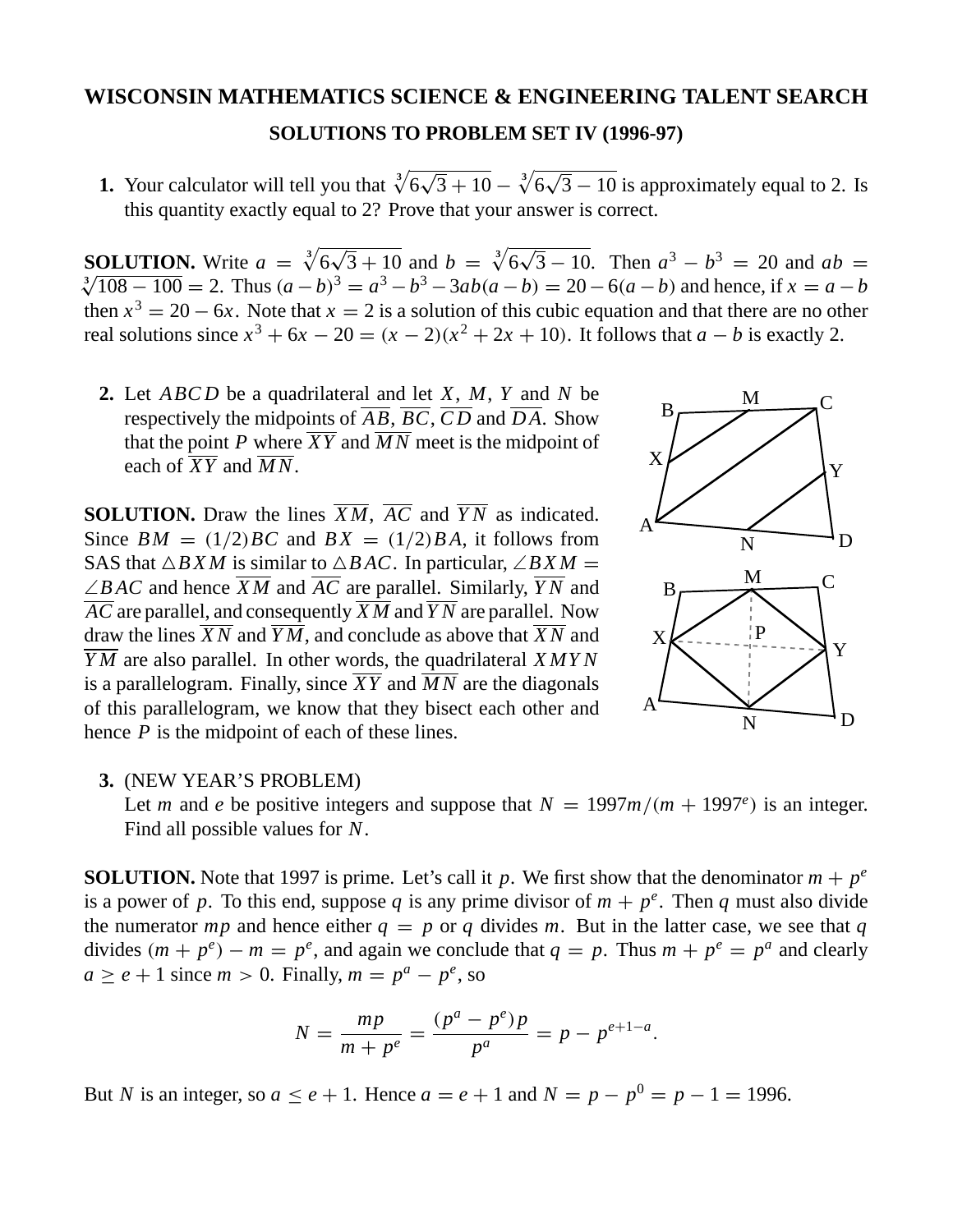# WISCONSIN MATHEMATICS SCIENCE & ENGINEERING TALENT SEARCH

## SOLUTIONS TO PROBLEM SET IV (1996-97)

**1.** Your calculator will tell you that $\sqrt[3]{6\sqrt{3}+10} - \sqrt[3]{6\sqrt{3}-10}$ is approximately equal to 2. Is this quantity exactly equal to 2? Prove that your answer is correct.

**SOLUTION.** Write $a = \sqrt[3]{6\sqrt{3}+10}$ and $b = \sqrt[3]{6\sqrt{3}-10}$. Then $a^3 - b^3 = 20$ and $ab = \sqrt[3]{108-100} = 2$. Thus $(a-b)^3 = a^3 - b^3 - 3ab(a-b) = 20 - 6(a-b)$ and hence, if $x = a - b$ then $x^3 = 20 - 6x$. Note that $x = 2$ is a solution of this cubic equation and that there are no other real solutions since $x^3 + 6x - 20 = (x-2)(x^2 + 2x + 10)$. It follows that $a - b$ is exactly 2.

**2.** Let $ABCD$ be a quadrilateral and let $X$, $M$, $Y$ and $N$ be respectively the midpoints of $\overline{AB}$, $\overline{BC}$, $\overline{CD}$ and $\overline{DA}$. Show that the point $P$ where $\overline{XY}$ and $\overline{MN}$ meet is the midpoint of each of $\overline{XY}$ and $\overline{MN}$.

**SOLUTION.** Draw the lines $\overline{XM}$, $\overline{AC}$ and $\overline{YN}$ as indicated. Since $BM = (1/2)BC$ and $BX = (1/2)BA$, it follows from SAS that $\triangle BXM$ is similar to $\triangle BAC$. In particular, $\angle BXM = \angle BAC$ and hence $\overline{XM}$ and $\overline{AC}$ are parallel. Similarly, $\overline{YN}$ and $\overline{AC}$ are parallel, and consequently $\overline{XM}$ and $\overline{YN}$ are parallel. Now draw the lines $\overline{XN}$ and $\overline{YM}$, and conclude as above that $\overline{XN}$ and $\overline{YM}$ are also parallel. In other words, the quadrilateral $XMYN$ is a parallelogram. Finally, since $\overline{XY}$ and $\overline{MN}$ are the diagonals of this parallelogram, we know that they bisect each other and hence $P$ is the midpoint of each of these lines.

**3.** (NEW YEAR'S PROBLEM)
Let $m$ and $e$ be positive integers and suppose that $N = 1997m/(m + 1997^e)$ is an integer. Find all possible values for $N$.

**SOLUTION.** Note that 1997 is prime. Let's call it $p$. We first show that the denominator $m + p^e$ is a power of $p$. To this end, suppose $q$ is any prime divisor of $m + p^e$. Then $q$ must also divide the numerator $mp$ and hence either $q = p$ or $q$ divides $m$. But in the latter case, we see that $q$ divides $(m + p^e) - m = p^e$, and again we conclude that $q = p$. Thus $m + p^e = p^a$ and clearly $a \geq e + 1$ since $m > 0$. Finally, $m = p^a - p^e$, so

$$N = \frac{mp}{m + p^e} = \frac{(p^a - p^e)p}{p^a} = p - p^{e+1-a}.$$

But $N$ is an integer, so $a \leq e + 1$. Hence $a = e + 1$ and $N = p - p^0 = p - 1 = 1996$.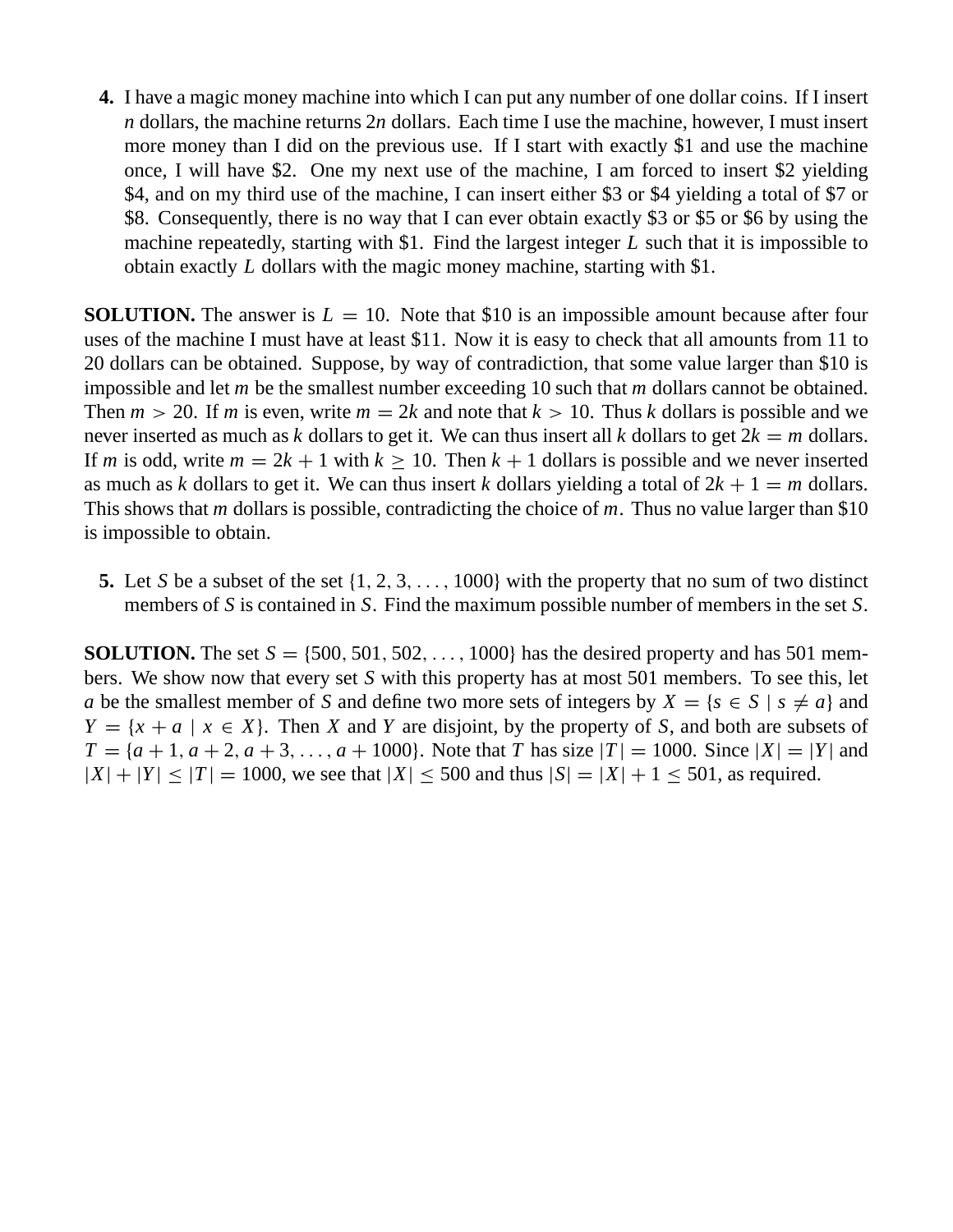**4.** I have a magic money machine into which I can put any number of one dollar coins. If I insert $n$ dollars, the machine returns $2n$ dollars. Each time I use the machine, however, I must insert more money than I did on the previous use. If I start with exactly \$1 and use the machine once, I will have \$2. One my next use of the machine, I am forced to insert \$2 yielding \$4, and on my third use of the machine, I can insert either \$3 or \$4 yielding a total of \$7 or \$8. Consequently, there is no way that I can ever obtain exactly \$3 or \$5 or \$6 by using the machine repeatedly, starting with \$1. Find the largest integer $L$ such that it is impossible to obtain exactly $L$ dollars with the magic money machine, starting with \$1.

**SOLUTION.** The answer is $L = 10$. Note that \$10 is an impossible amount because after four uses of the machine I must have at least \$11. Now it is easy to check that all amounts from 11 to 20 dollars can be obtained. Suppose, by way of contradiction, that some value larger than \$10 is impossible and let $m$ be the smallest number exceeding 10 such that $m$ dollars cannot be obtained. Then $m > 20$. If $m$ is even, write $m = 2k$ and note that $k > 10$. Thus $k$ dollars is possible and we never inserted as much as $k$ dollars to get it. We can thus insert all $k$ dollars to get $2k = m$ dollars. If $m$ is odd, write $m = 2k + 1$ with $k \geq 10$. Then $k + 1$ dollars is possible and we never inserted as much as $k$ dollars to get it. We can thus insert $k$ dollars yielding a total of $2k + 1 = m$ dollars. This shows that $m$ dollars is possible, contradicting the choice of $m$. Thus no value larger than \$10 is impossible to obtain.

**5.** Let $S$ be a subset of the set $\{1, 2, 3, \ldots, 1000\}$ with the property that no sum of two distinct members of $S$ is contained in $S$. Find the maximum possible number of members in the set $S$.

**SOLUTION.** The set $S = \{500, 501, 502, \ldots, 1000\}$ has the desired property and has 501 members. We show now that every set $S$ with this property has at most 501 members. To see this, let $a$ be the smallest member of $S$ and define two more sets of integers by $X = \{s \in S \mid s \neq a\}$ and $Y = \{x + a \mid x \in X\}$. Then $X$ and $Y$ are disjoint, by the property of $S$, and both are subsets of $T = \{a + 1, a + 2, a + 3, \ldots, a + 1000\}$. Note that $T$ has size $|T| = 1000$. Since $|X| = |Y|$ and $|X| + |Y| \leq |T| = 1000$, we see that $|X| \leq 500$ and thus $|S| = |X| + 1 \leq 501$, as required.